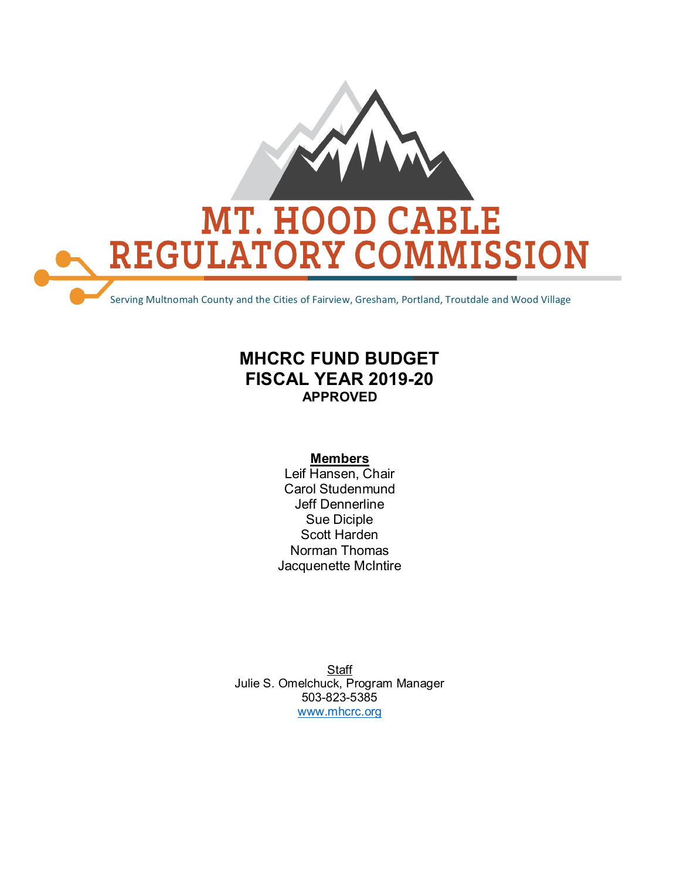# MT. HOOD CABLE REGULATORY COMMISSION

Serving Multnomah County and the Cities of Fairview, Gresham, Portland, Troutdale and Wood Village

## MHCRC FUND BUDGET
## FISCAL YEAR 2019-20
**APPROVED**

**Members**

Leif Hansen, Chair
Carol Studenmund
Jeff Dennerline
Sue Diciple
Scott Harden
Norman Thomas
Jacquenette McIntire

Staff

Julie S. Omelchuck, Program Manager
503-823-5385
www.mhcrc.org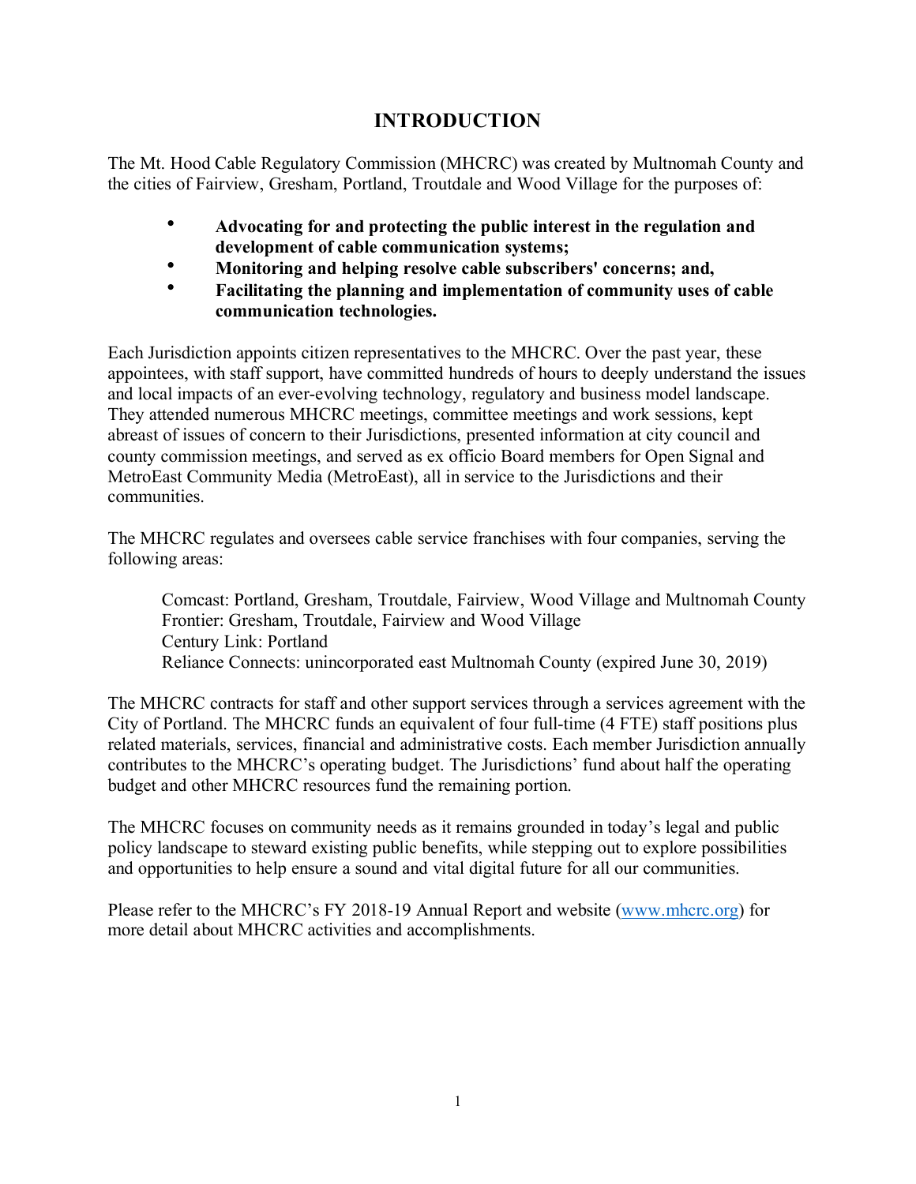# INTRODUCTION

The Mt. Hood Cable Regulatory Commission (MHCRC) was created by Multnomah County and the cities of Fairview, Gresham, Portland, Troutdale and Wood Village for the purposes of:

- **Advocating for and protecting the public interest in the regulation and development of cable communication systems;**
- **Monitoring and helping resolve cable subscribers' concerns; and,**
- **Facilitating the planning and implementation of community uses of cable communication technologies.**

Each Jurisdiction appoints citizen representatives to the MHCRC. Over the past year, these appointees, with staff support, have committed hundreds of hours to deeply understand the issues and local impacts of an ever-evolving technology, regulatory and business model landscape. They attended numerous MHCRC meetings, committee meetings and work sessions, kept abreast of issues of concern to their Jurisdictions, presented information at city council and county commission meetings, and served as ex officio Board members for Open Signal and MetroEast Community Media (MetroEast), all in service to the Jurisdictions and their communities.

The MHCRC regulates and oversees cable service franchises with four companies, serving the following areas:

Comcast: Portland, Gresham, Troutdale, Fairview, Wood Village and Multnomah County
Frontier: Gresham, Troutdale, Fairview and Wood Village
Century Link: Portland
Reliance Connects: unincorporated east Multnomah County (expired June 30, 2019)

The MHCRC contracts for staff and other support services through a services agreement with the City of Portland. The MHCRC funds an equivalent of four full-time (4 FTE) staff positions plus related materials, services, financial and administrative costs. Each member Jurisdiction annually contributes to the MHCRC's operating budget. The Jurisdictions' fund about half the operating budget and other MHCRC resources fund the remaining portion.

The MHCRC focuses on community needs as it remains grounded in today's legal and public policy landscape to steward existing public benefits, while stepping out to explore possibilities and opportunities to help ensure a sound and vital digital future for all our communities.

Please refer to the MHCRC's FY 2018-19 Annual Report and website (www.mhcrc.org) for more detail about MHCRC activities and accomplishments.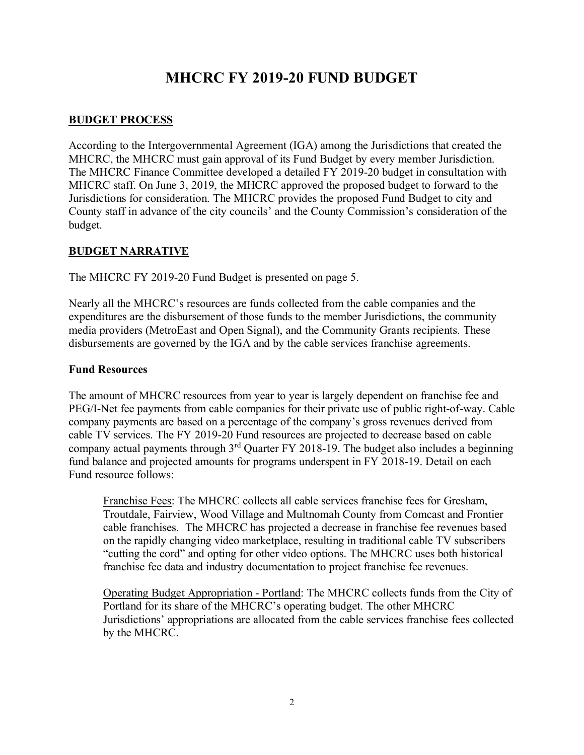# MHCRC FY 2019-20 FUND BUDGET

## BUDGET PROCESS

According to the Intergovernmental Agreement (IGA) among the Jurisdictions that created the MHCRC, the MHCRC must gain approval of its Fund Budget by every member Jurisdiction. The MHCRC Finance Committee developed a detailed FY 2019-20 budget in consultation with MHCRC staff. On June 3, 2019, the MHCRC approved the proposed budget to forward to the Jurisdictions for consideration. The MHCRC provides the proposed Fund Budget to city and County staff in advance of the city councils' and the County Commission's consideration of the budget.

## BUDGET NARRATIVE

The MHCRC FY 2019-20 Fund Budget is presented on page 5.

Nearly all the MHCRC's resources are funds collected from the cable companies and the expenditures are the disbursement of those funds to the member Jurisdictions, the community media providers (MetroEast and Open Signal), and the Community Grants recipients. These disbursements are governed by the IGA and by the cable services franchise agreements.

### Fund Resources

The amount of MHCRC resources from year to year is largely dependent on franchise fee and PEG/I-Net fee payments from cable companies for their private use of public right-of-way. Cable company payments are based on a percentage of the company's gross revenues derived from cable TV services. The FY 2019-20 Fund resources are projected to decrease based on cable company actual payments through 3rd Quarter FY 2018-19. The budget also includes a beginning fund balance and projected amounts for programs underspent in FY 2018-19. Detail on each Fund resource follows:

Franchise Fees: The MHCRC collects all cable services franchise fees for Gresham, Troutdale, Fairview, Wood Village and Multnomah County from Comcast and Frontier cable franchises. The MHCRC has projected a decrease in franchise fee revenues based on the rapidly changing video marketplace, resulting in traditional cable TV subscribers "cutting the cord" and opting for other video options. The MHCRC uses both historical franchise fee data and industry documentation to project franchise fee revenues.

Operating Budget Appropriation - Portland: The MHCRC collects funds from the City of Portland for its share of the MHCRC's operating budget. The other MHCRC Jurisdictions' appropriations are allocated from the cable services franchise fees collected by the MHCRC.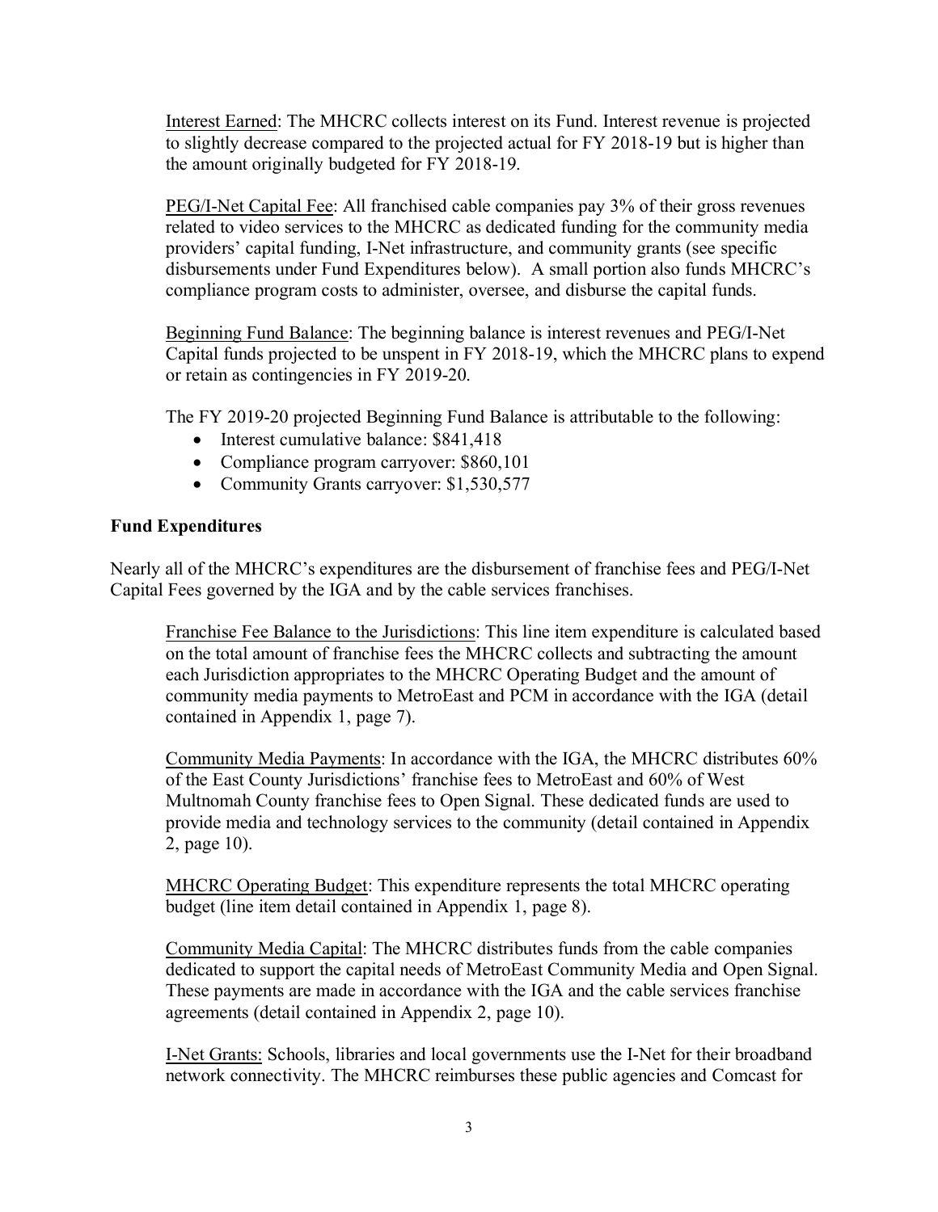Interest Earned: The MHCRC collects interest on its Fund. Interest revenue is projected to slightly decrease compared to the projected actual for FY 2018-19 but is higher than the amount originally budgeted for FY 2018-19.

PEG/I-Net Capital Fee: All franchised cable companies pay 3% of their gross revenues related to video services to the MHCRC as dedicated funding for the community media providers' capital funding, I-Net infrastructure, and community grants (see specific disbursements under Fund Expenditures below). A small portion also funds MHCRC's compliance program costs to administer, oversee, and disburse the capital funds.

Beginning Fund Balance: The beginning balance is interest revenues and PEG/I-Net Capital funds projected to be unspent in FY 2018-19, which the MHCRC plans to expend or retain as contingencies in FY 2019-20.

The FY 2019-20 projected Beginning Fund Balance is attributable to the following:

- Interest cumulative balance: $841,418
- Compliance program carryover: $860,101
- Community Grants carryover: $1,530,577

**Fund Expenditures**

Nearly all of the MHCRC's expenditures are the disbursement of franchise fees and PEG/I-Net Capital Fees governed by the IGA and by the cable services franchises.

Franchise Fee Balance to the Jurisdictions: This line item expenditure is calculated based on the total amount of franchise fees the MHCRC collects and subtracting the amount each Jurisdiction appropriates to the MHCRC Operating Budget and the amount of community media payments to MetroEast and PCM in accordance with the IGA (detail contained in Appendix 1, page 7).

Community Media Payments: In accordance with the IGA, the MHCRC distributes 60% of the East County Jurisdictions' franchise fees to MetroEast and 60% of West Multnomah County franchise fees to Open Signal. These dedicated funds are used to provide media and technology services to the community (detail contained in Appendix 2, page 10).

MHCRC Operating Budget: This expenditure represents the total MHCRC operating budget (line item detail contained in Appendix 1, page 8).

Community Media Capital: The MHCRC distributes funds from the cable companies dedicated to support the capital needs of MetroEast Community Media and Open Signal. These payments are made in accordance with the IGA and the cable services franchise agreements (detail contained in Appendix 2, page 10).

I-Net Grants: Schools, libraries and local governments use the I-Net for their broadband network connectivity. The MHCRC reimburses these public agencies and Comcast for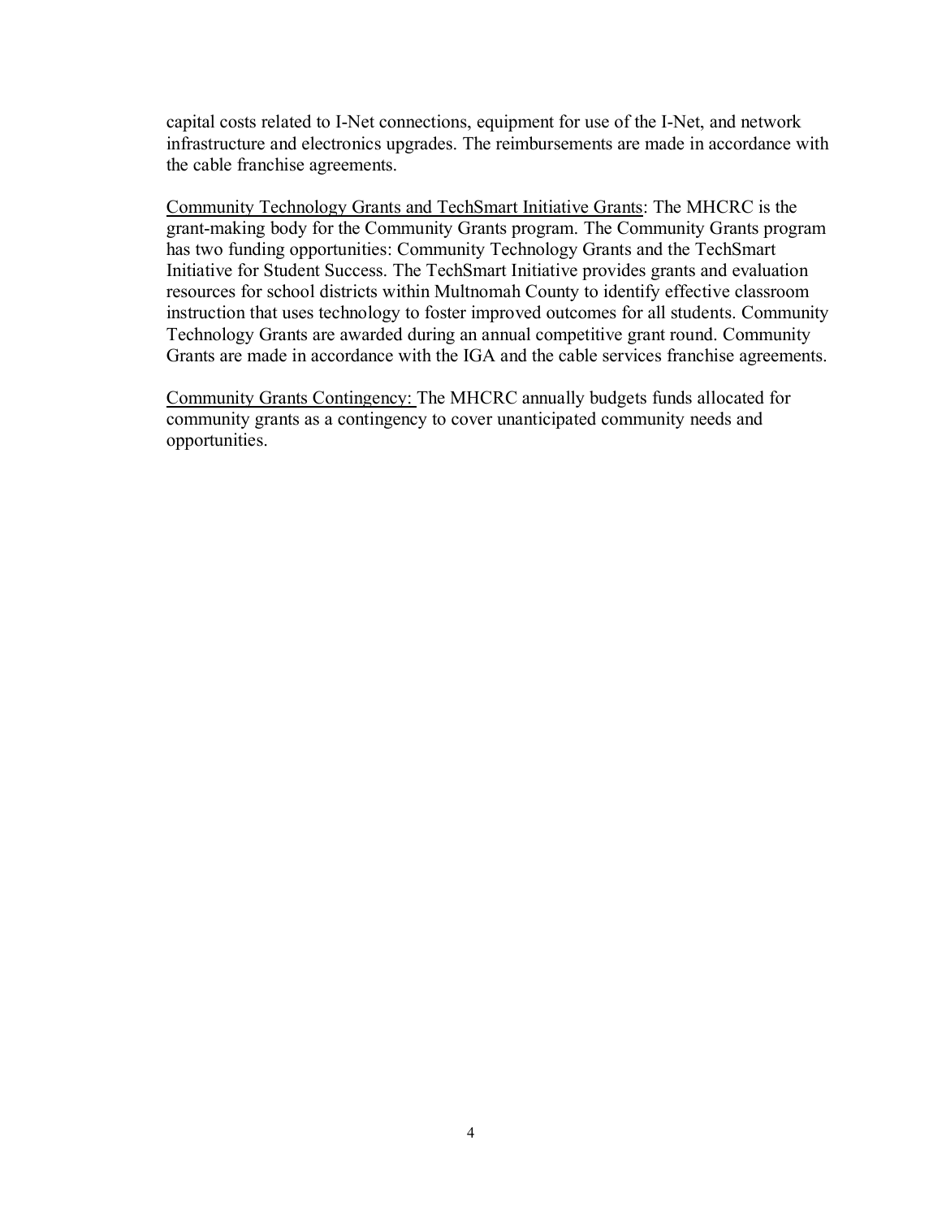capital costs related to I-Net connections, equipment for use of the I-Net, and network infrastructure and electronics upgrades. The reimbursements are made in accordance with the cable franchise agreements.

<u>Community Technology Grants and TechSmart Initiative Grants</u>: The MHCRC is the grant-making body for the Community Grants program. The Community Grants program has two funding opportunities: Community Technology Grants and the TechSmart Initiative for Student Success. The TechSmart Initiative provides grants and evaluation resources for school districts within Multnomah County to identify effective classroom instruction that uses technology to foster improved outcomes for all students. Community Technology Grants are awarded during an annual competitive grant round. Community Grants are made in accordance with the IGA and the cable services franchise agreements.

<u>Community Grants Contingency:</u> The MHCRC annually budgets funds allocated for community grants as a contingency to cover unanticipated community needs and opportunities.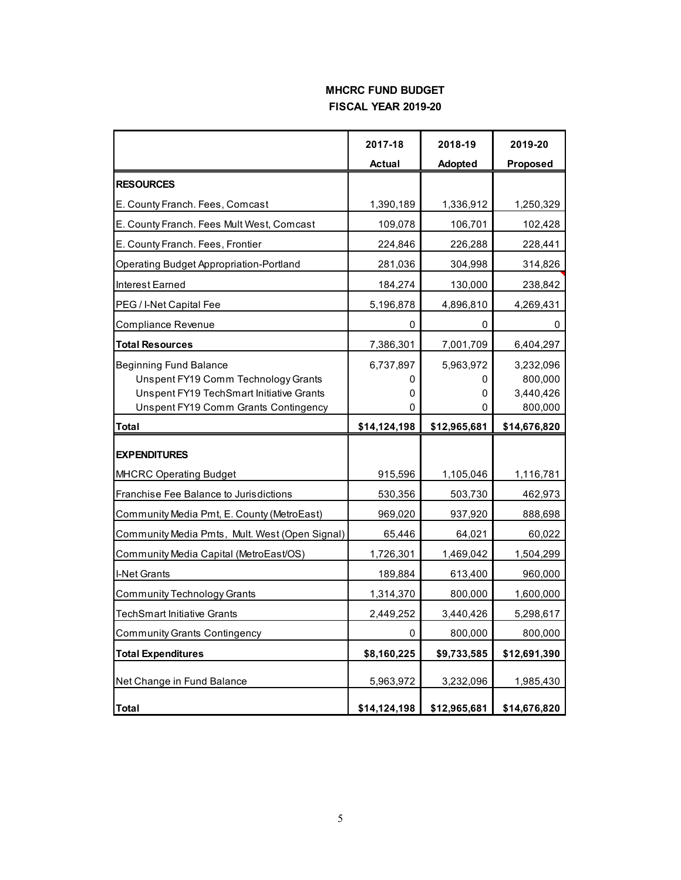# MHCRC FUND BUDGET
## FISCAL YEAR 2019-20

| | 2017-18 Actual | 2018-19 Adopted | 2019-20 Proposed |
|---|---|---|---|
| **RESOURCES** | | | |
| E. County Franch. Fees, Comcast | 1,390,189 | 1,336,912 | 1,250,329 |
| E. County Franch. Fees Mult West, Comcast | 109,078 | 106,701 | 102,428 |
| E. County Franch. Fees, Frontier | 224,846 | 226,288 | 228,441 |
| Operating Budget Appropriation-Portland | 281,036 | 304,998 | 314,826 |
| Interest Earned | 184,274 | 130,000 | 238,842 |
| PEG / I-Net Capital Fee | 5,196,878 | 4,896,810 | 4,269,431 |
| Compliance Revenue | 0 | 0 | 0 |
| **Total Resources** | 7,386,301 | 7,001,709 | 6,404,297 |
| Beginning Fund Balance | 6,737,897 | 5,963,972 | 3,232,096 |
| Unspent FY19 Comm Technology Grants | 0 | 0 | 800,000 |
| Unspent FY19 TechSmart Initiative Grants | 0 | 0 | 3,440,426 |
| Unspent FY19 Comm Grants Contingency | 0 | 0 | 800,000 |
| **Total** | **$14,124,198** | **$12,965,681** | **$14,676,820** |
| **EXPENDITURES** | | | |
| MHCRC Operating Budget | 915,596 | 1,105,046 | 1,116,781 |
| Franchise Fee Balance to Jurisdictions | 530,356 | 503,730 | 462,973 |
| Community Media Pmt, E. County (MetroEast) | 969,020 | 937,920 | 888,698 |
| Community Media Pmts, Mult. West (Open Signal) | 65,446 | 64,021 | 60,022 |
| Community Media Capital (MetroEast/OS) | 1,726,301 | 1,469,042 | 1,504,299 |
| I-Net Grants | 189,884 | 613,400 | 960,000 |
| Community Technology Grants | 1,314,370 | 800,000 | 1,600,000 |
| TechSmart Initiative Grants | 2,449,252 | 3,440,426 | 5,298,617 |
| Community Grants Contingency | 0 | 800,000 | 800,000 |
| **Total Expenditures** | **$8,160,225** | **$9,733,585** | **$12,691,390** |
| Net Change in Fund Balance | 5,963,972 | 3,232,096 | 1,985,430 |
| **Total** | **$14,124,198** | **$12,965,681** | **$14,676,820** |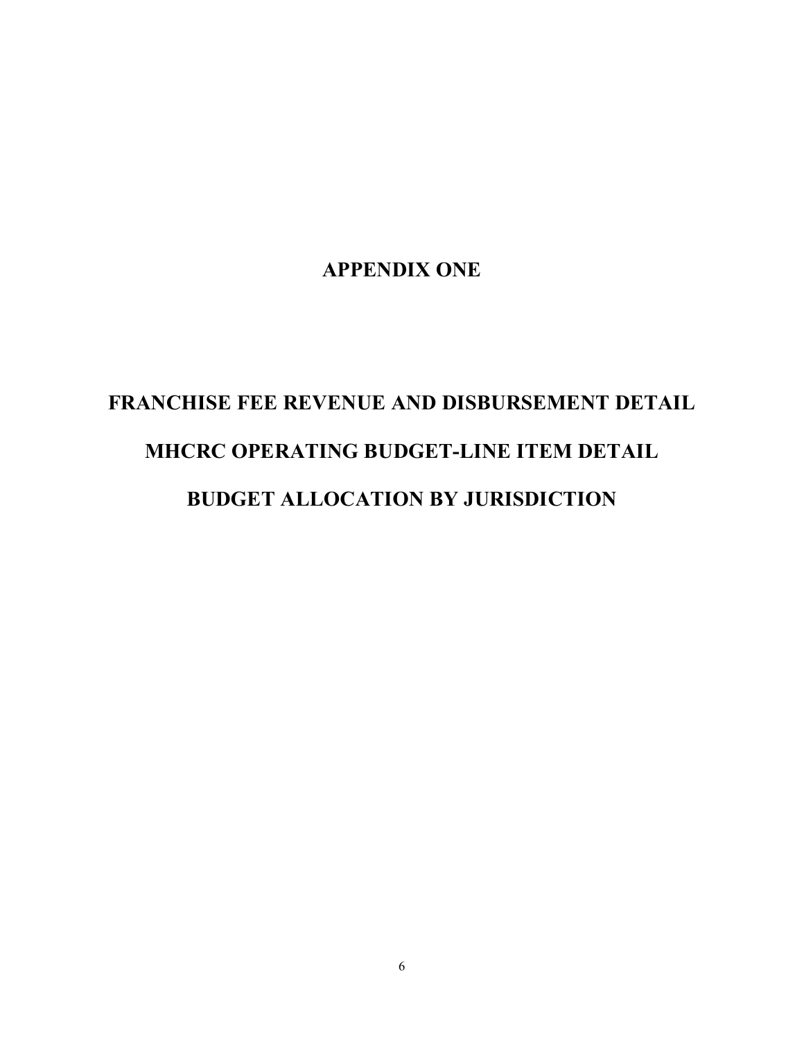# APPENDIX ONE

## FRANCHISE FEE REVENUE AND DISBURSEMENT DETAIL

## MHCRC OPERATING BUDGET-LINE ITEM DETAIL

## BUDGET ALLOCATION BY JURISDICTION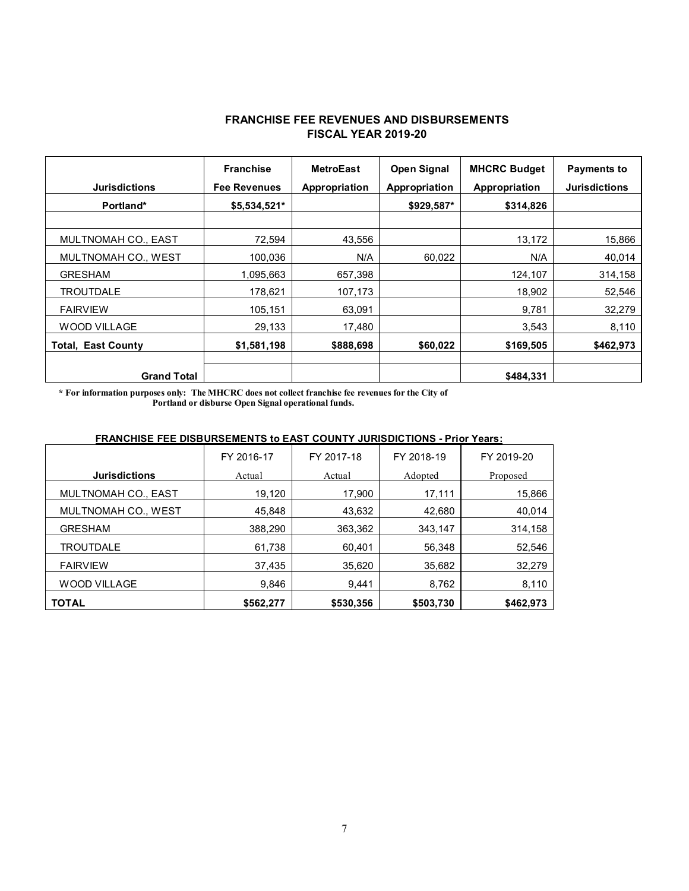## FRANCHISE FEE REVENUES AND DISBURSEMENTS
## FISCAL YEAR 2019-20

| Jurisdictions | Franchise Fee Revenues | MetroEast Appropriation | Open Signal Appropriation | MHCRC Budget Appropriation | Payments to Jurisdictions |
|---|---|---|---|---|---|
| **Portland*** | **$5,534,521*** | | **$929,587*** | **$314,826** | |
| | | | | | |
| MULTNOMAH CO., EAST | 72,594 | 43,556 | | 13,172 | 15,866 |
| MULTNOMAH CO., WEST | 100,036 | N/A | 60,022 | N/A | 40,014 |
| GRESHAM | 1,095,663 | 657,398 | | 124,107 | 314,158 |
| TROUTDALE | 178,621 | 107,173 | | 18,902 | 52,546 |
| FAIRVIEW | 105,151 | 63,091 | | 9,781 | 32,279 |
| WOOD VILLAGE | 29,133 | 17,480 | | 3,543 | 8,110 |
| **Total, East County** | **$1,581,198** | **$888,698** | **$60,022** | **$169,505** | **$462,973** |
| | | | | | |
| **Grand Total** | | | | **$484,331** | |

**\* For information purposes only: The MHCRC does not collect franchise fee revenues for the City of Portland or disburse Open Signal operational funds.**

### FRANCHISE FEE DISBURSEMENTS to EAST COUNTY JURISDICTIONS - Prior Years:

| Jurisdictions | FY 2016-17 Actual | FY 2017-18 Actual | FY 2018-19 Adopted | FY 2019-20 Proposed |
|---|---|---|---|---|
| MULTNOMAH CO., EAST | 19,120 | 17,900 | 17,111 | 15,866 |
| MULTNOMAH CO., WEST | 45,848 | 43,632 | 42,680 | 40,014 |
| GRESHAM | 388,290 | 363,362 | 343,147 | 314,158 |
| TROUTDALE | 61,738 | 60,401 | 56,348 | 52,546 |
| FAIRVIEW | 37,435 | 35,620 | 35,682 | 32,279 |
| WOOD VILLAGE | 9,846 | 9,441 | 8,762 | 8,110 |
| **TOTAL** | **$562,277** | **$530,356** | **$503,730** | **$462,973** |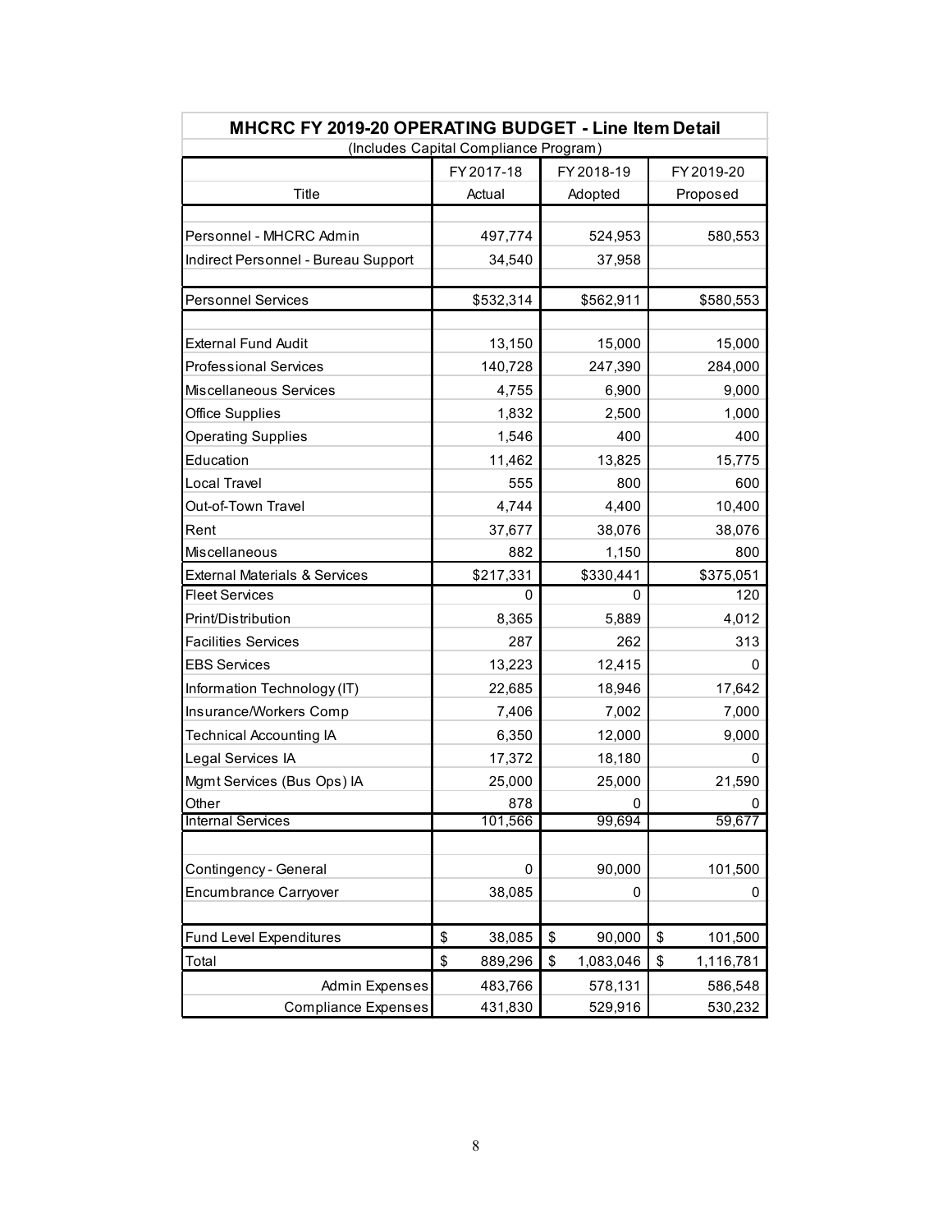| MHCRC FY 2019-20 OPERATING BUDGET - Line Item Detail | | | |
|---|---|---|---|
| (Includes Capital Compliance Program) | | | |
| | FY 2017-18 | FY 2018-19 | FY 2019-20 |
| Title | Actual | Adopted | Proposed |
| | | | |
| Personnel - MHCRC Admin | 497,774 | 524,953 | 580,553 |
| Indirect Personnel - Bureau Support | 34,540 | 37,958 | |
| | | | |
| Personnel Services | $532,314 | $562,911 | $580,553 |
| | | | |
| External Fund Audit | 13,150 | 15,000 | 15,000 |
| Professional Services | 140,728 | 247,390 | 284,000 |
| Miscellaneous Services | 4,755 | 6,900 | 9,000 |
| Office Supplies | 1,832 | 2,500 | 1,000 |
| Operating Supplies | 1,546 | 400 | 400 |
| Education | 11,462 | 13,825 | 15,775 |
| Local Travel | 555 | 800 | 600 |
| Out-of-Town Travel | 4,744 | 4,400 | 10,400 |
| Rent | 37,677 | 38,076 | 38,076 |
| Miscellaneous | 882 | 1,150 | 800 |
| External Materials & Services | $217,331 | $330,441 | $375,051 |
| Fleet Services | 0 | 0 | 120 |
| Print/Distribution | 8,365 | 5,889 | 4,012 |
| Facilities Services | 287 | 262 | 313 |
| EBS Services | 13,223 | 12,415 | 0 |
| Information Technology (IT) | 22,685 | 18,946 | 17,642 |
| Insurance/Workers Comp | 7,406 | 7,002 | 7,000 |
| Technical Accounting IA | 6,350 | 12,000 | 9,000 |
| Legal Services IA | 17,372 | 18,180 | 0 |
| Mgmt Services (Bus Ops) IA | 25,000 | 25,000 | 21,590 |
| Other | 878 | 0 | 0 |
| Internal Services | 101,566 | 99,694 | 59,677 |
| | | | |
| Contingency - General | 0 | 90,000 | 101,500 |
| Encumbrance Carryover | 38,085 | 0 | 0 |
| | | | |
| Fund Level Expenditures | $ 38,085 | $ 90,000 | $ 101,500 |
| Total | $ 889,296 | $ 1,083,046 | $ 1,116,781 |
| Admin Expenses | 483,766 | 578,131 | 586,548 |
| Compliance Expenses | 431,830 | 529,916 | 530,232 |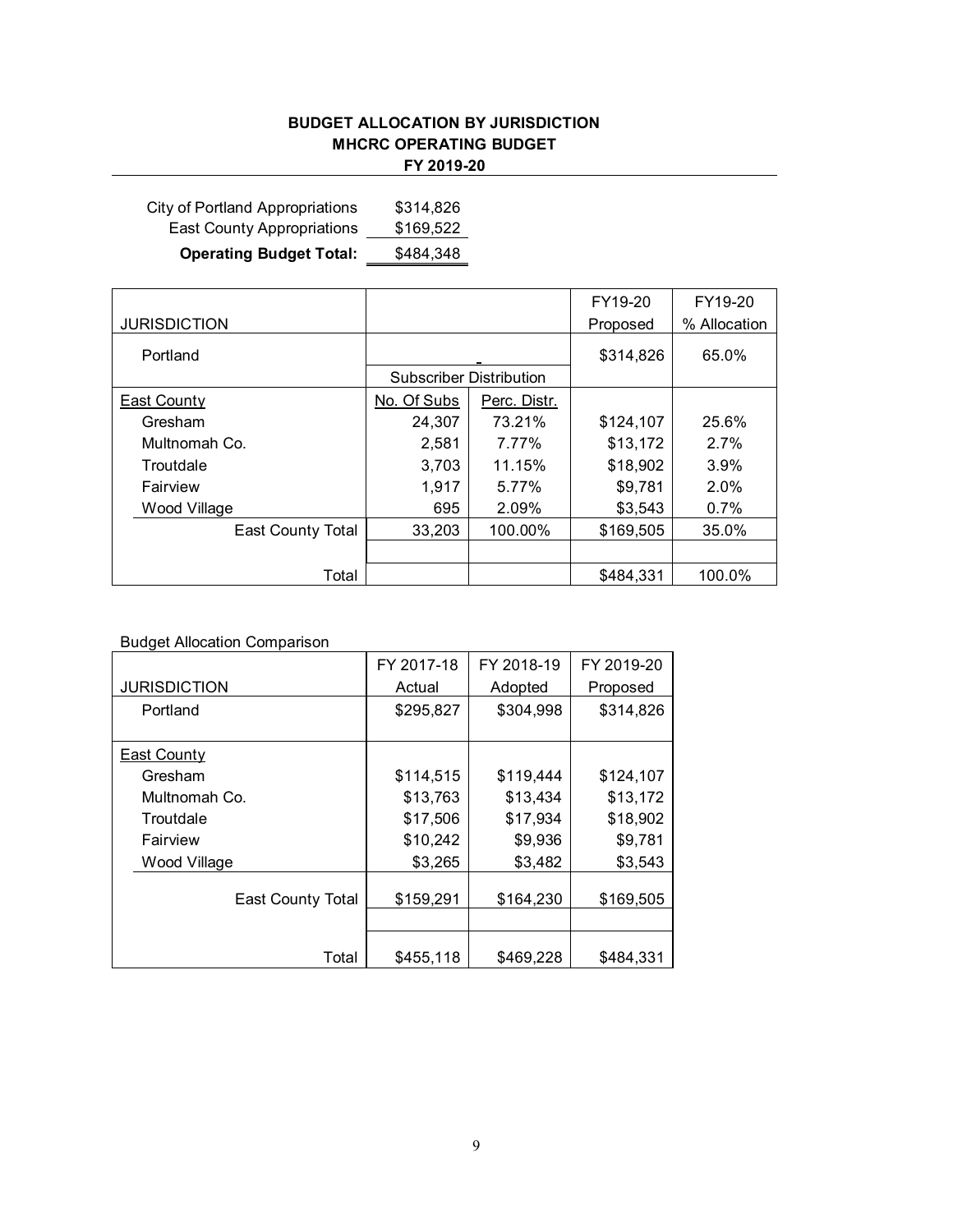# BUDGET ALLOCATION BY JURISDICTION
## MHCRC OPERATING BUDGET
## FY 2019-20

| | |
|---|---|
| City of Portland Appropriations | $314,826 |
| East County Appropriations | $169,522 |
| **Operating Budget Total:** | $484,348 |

| JURISDICTION | | | FY19-20 Proposed | FY19-20 % Allocation |
|---|---|---|---|---|
| Portland | | - | $314,826 | 65.0% |
| | Subscriber Distribution | | | |
| East County | No. Of Subs | Perc. Distr. | | |
| Gresham | 24,307 | 73.21% | $124,107 | 25.6% |
| Multnomah Co. | 2,581 | 7.77% | $13,172 | 2.7% |
| Troutdale | 3,703 | 11.15% | $18,902 | 3.9% |
| Fairview | 1,917 | 5.77% | $9,781 | 2.0% |
| Wood Village | 695 | 2.09% | $3,543 | 0.7% |
| East County Total | 33,203 | 100.00% | $169,505 | 35.0% |
| | | | | |
| Total | | | $484,331 | 100.0% |

Budget Allocation Comparison

| JURISDICTION | FY 2017-18 Actual | FY 2018-19 Adopted | FY 2019-20 Proposed |
|---|---|---|---|
| Portland | $295,827 | $304,998 | $314,826 |
| | | | |
| East County | | | |
| Gresham | $114,515 | $119,444 | $124,107 |
| Multnomah Co. | $13,763 | $13,434 | $13,172 |
| Troutdale | $17,506 | $17,934 | $18,902 |
| Fairview | $10,242 | $9,936 | $9,781 |
| Wood Village | $3,265 | $3,482 | $3,543 |
| East County Total | $159,291 | $164,230 | $169,505 |
| | | | |
| Total | $455,118 | $469,228 | $484,331 |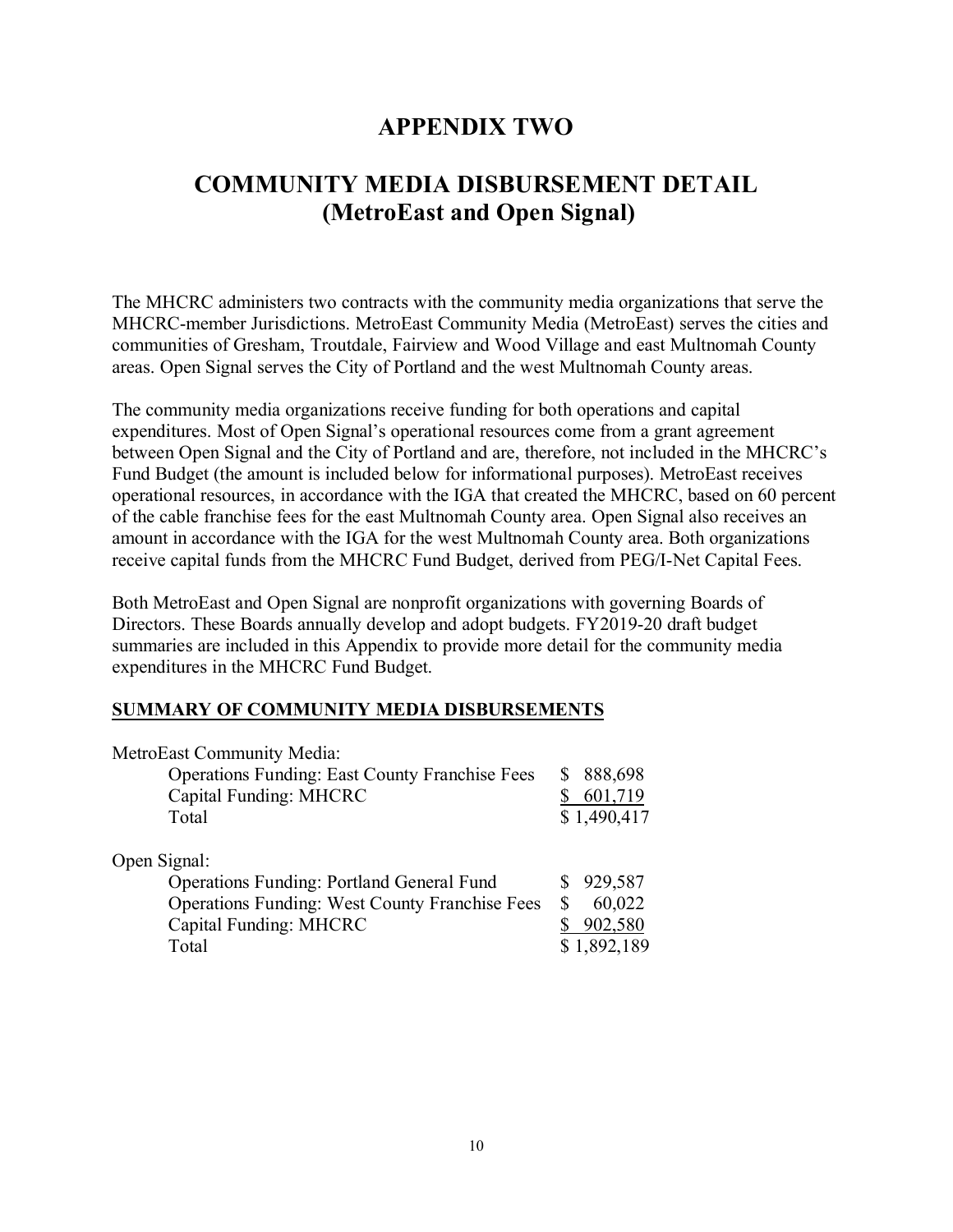# APPENDIX TWO

# COMMUNITY MEDIA DISBURSEMENT DETAIL (MetroEast and Open Signal)

The MHCRC administers two contracts with the community media organizations that serve the MHCRC-member Jurisdictions. MetroEast Community Media (MetroEast) serves the cities and communities of Gresham, Troutdale, Fairview and Wood Village and east Multnomah County areas. Open Signal serves the City of Portland and the west Multnomah County areas.

The community media organizations receive funding for both operations and capital expenditures. Most of Open Signal's operational resources come from a grant agreement between Open Signal and the City of Portland and are, therefore, not included in the MHCRC's Fund Budget (the amount is included below for informational purposes). MetroEast receives operational resources, in accordance with the IGA that created the MHCRC, based on 60 percent of the cable franchise fees for the east Multnomah County area. Open Signal also receives an amount in accordance with the IGA for the west Multnomah County area. Both organizations receive capital funds from the MHCRC Fund Budget, derived from PEG/I-Net Capital Fees.

Both MetroEast and Open Signal are nonprofit organizations with governing Boards of Directors. These Boards annually develop and adopt budgets. FY2019-20 draft budget summaries are included in this Appendix to provide more detail for the community media expenditures in the MHCRC Fund Budget.

**SUMMARY OF COMMUNITY MEDIA DISBURSEMENTS**

| | |
|---|---|
| **MetroEast Community Media:** | |
| Operations Funding: East County Franchise Fees | $ 888,698 |
| Capital Funding: MHCRC | $ 601,719 |
| Total | $ 1,490,417 |
| **Open Signal:** | |
| Operations Funding: Portland General Fund | $ 929,587 |
| Operations Funding: West County Franchise Fees | $ 60,022 |
| Capital Funding: MHCRC | $ 902,580 |
| Total | $ 1,892,189 |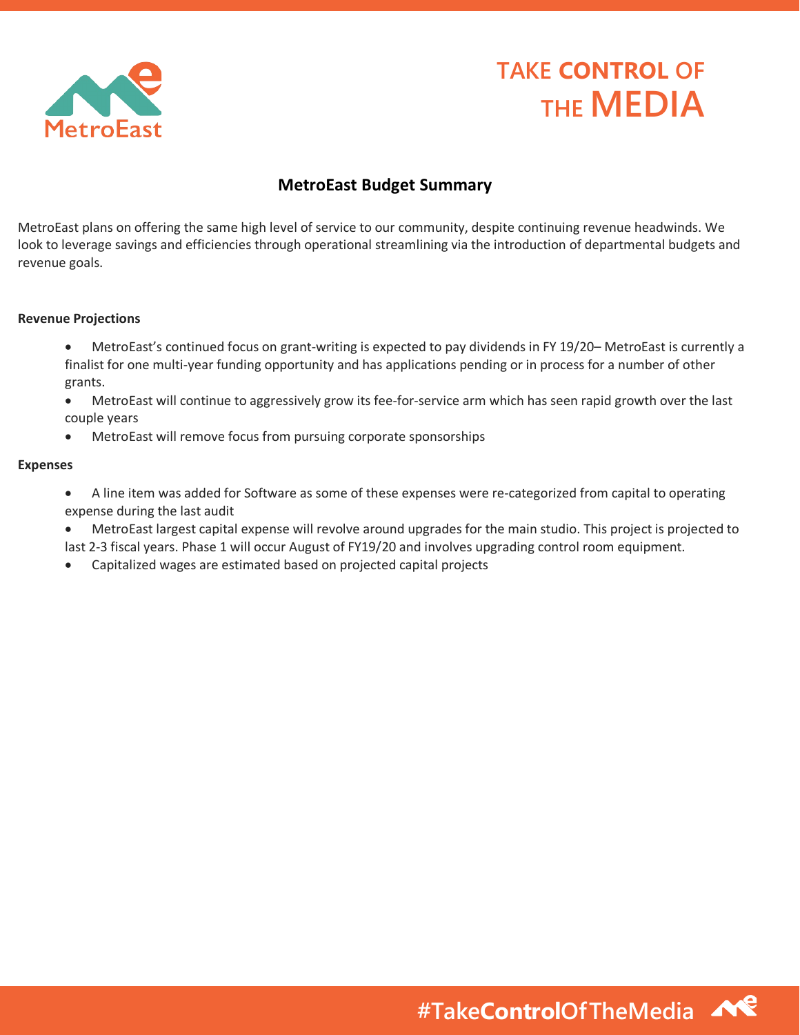# MetroEast Budget Summary

MetroEast plans on offering the same high level of service to our community, despite continuing revenue headwinds. We look to leverage savings and efficiencies through operational streamlining via the introduction of departmental budgets and revenue goals.

**Revenue Projections**

- MetroEast's continued focus on grant-writing is expected to pay dividends in FY 19/20– MetroEast is currently a finalist for one multi-year funding opportunity and has applications pending or in process for a number of other grants.
- MetroEast will continue to aggressively grow its fee-for-service arm which has seen rapid growth over the last couple years
- MetroEast will remove focus from pursuing corporate sponsorships

**Expenses**

- A line item was added for Software as some of these expenses were re-categorized from capital to operating expense during the last audit
- MetroEast largest capital expense will revolve around upgrades for the main studio. This project is projected to last 2-3 fiscal years. Phase 1 will occur August of FY19/20 and involves upgrading control room equipment.
- Capitalized wages are estimated based on projected capital projects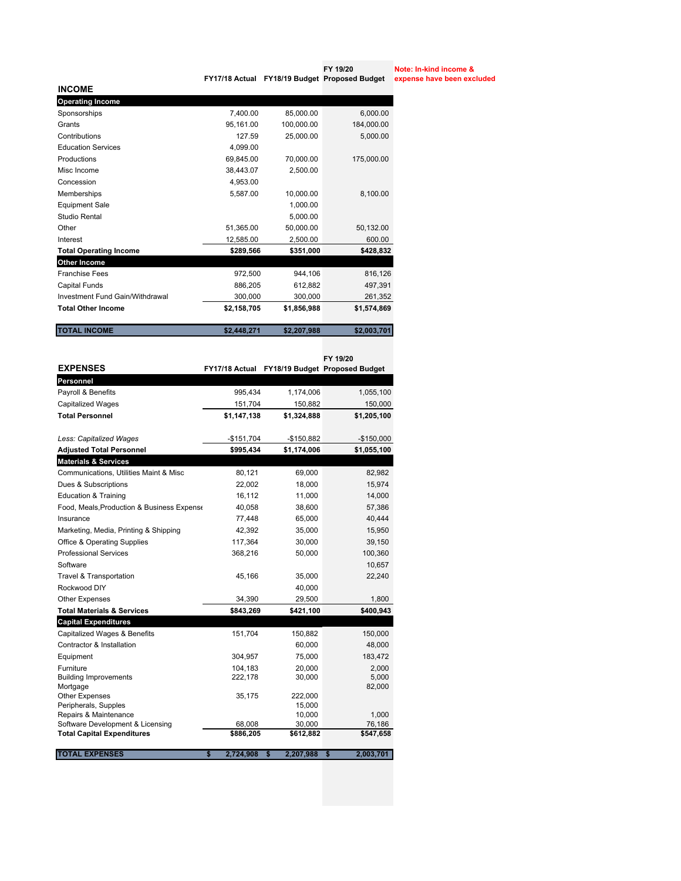**Note: In-kind income & expense have been excluded**

## INCOME

| | FY17/18 Actual | FY18/19 Budget | FY 19/20 Proposed Budget |
|---|---|---|---|
| **Operating Income** | | | |
| Sponsorships | 7,400.00 | 85,000.00 | 6,000.00 |
| Grants | 95,161.00 | 100,000.00 | 184,000.00 |
| Contributions | 127.59 | 25,000.00 | 5,000.00 |
| Education Services | 4,099.00 | | |
| Productions | 69,845.00 | 70,000.00 | 175,000.00 |
| Misc Income | 38,443.07 | 2,500.00 | |
| Concession | 4,953.00 | | |
| Memberships | 5,587.00 | 10,000.00 | 8,100.00 |
| Equipment Sale | | 1,000.00 | |
| Studio Rental | | 5,000.00 | |
| Other | 51,365.00 | 50,000.00 | 50,132.00 |
| Interest | 12,585.00 | 2,500.00 | 600.00 |
| **Total Operating Income** | **$289,566** | **$351,000** | **$428,832** |
| **Other Income** | | | |
| Franchise Fees | 972,500 | 944,106 | 816,126 |
| Capital Funds | 886,205 | 612,882 | 497,391 |
| Investment Fund Gain/Withdrawal | 300,000 | 300,000 | 261,352 |
| **Total Other Income** | **$2,158,705** | **$1,856,988** | **$1,574,869** |
| **TOTAL INCOME** | **$2,448,271** | **$2,207,988** | **$2,003,701** |

## EXPENSES

| | FY17/18 Actual | FY18/19 Budget | FY 19/20 Proposed Budget |
|---|---|---|---|
| **Personnel** | | | |
| Payroll & Benefits | 995,434 | 1,174,006 | 1,055,100 |
| Capitalized Wages | 151,704 | 150,882 | 150,000 |
| **Total Personnel** | **$1,147,138** | **$1,324,888** | **$1,205,100** |
| *Less: Capitalized Wages* | -$151,704 | -$150,882 | -$150,000 |
| **Adjusted Total Personnel** | **$995,434** | **$1,174,006** | **$1,055,100** |
| **Materials & Services** | | | |
| Communications, Utilities Maint & Misc | 80,121 | 69,000 | 82,982 |
| Dues & Subscriptions | 22,002 | 18,000 | 15,974 |
| Education & Training | 16,112 | 11,000 | 14,000 |
| Food, Meals,Production & Business Expense | 40,058 | 38,600 | 57,386 |
| Insurance | 77,448 | 65,000 | 40,444 |
| Marketing, Media, Printing & Shipping | 42,392 | 35,000 | 15,950 |
| Office & Operating Supplies | 117,364 | 30,000 | 39,150 |
| Professional Services | 368,216 | 50,000 | 100,360 |
| Software | | | 10,657 |
| Travel & Transportation | 45,166 | 35,000 | 22,240 |
| Rockwood DIY | | 40,000 | |
| Other Expenses | 34,390 | 29,500 | 1,800 |
| **Total Materials & Services** | **$843,269** | **$421,100** | **$400,943** |
| **Capital Expenditures** | | | |
| Capitalized Wages & Benefits | 151,704 | 150,882 | 150,000 |
| Contractor & Installation | | 60,000 | 48,000 |
| Equipment | 304,957 | 75,000 | 183,472 |
| Furniture | 104,183 | 20,000 | 2,000 |
| Building Improvements | 222,178 | 30,000 | 5,000 |
| Mortgage | | | 82,000 |
| Other Expenses | 35,175 | 222,000 | |
| Peripherals, Supples | | 15,000 | |
| Repairs & Maintenance | | 10,000 | 1,000 |
| Software Development & Licensing | 68,008 | 30,000 | 76,186 |
| **Total Capital Expenditures** | **$886,205** | **$612,882** | **$547,658** |
| **TOTAL EXPENSES** | **$ 2,724,908** | **$ 2,207,988** | **$ 2,003,701** |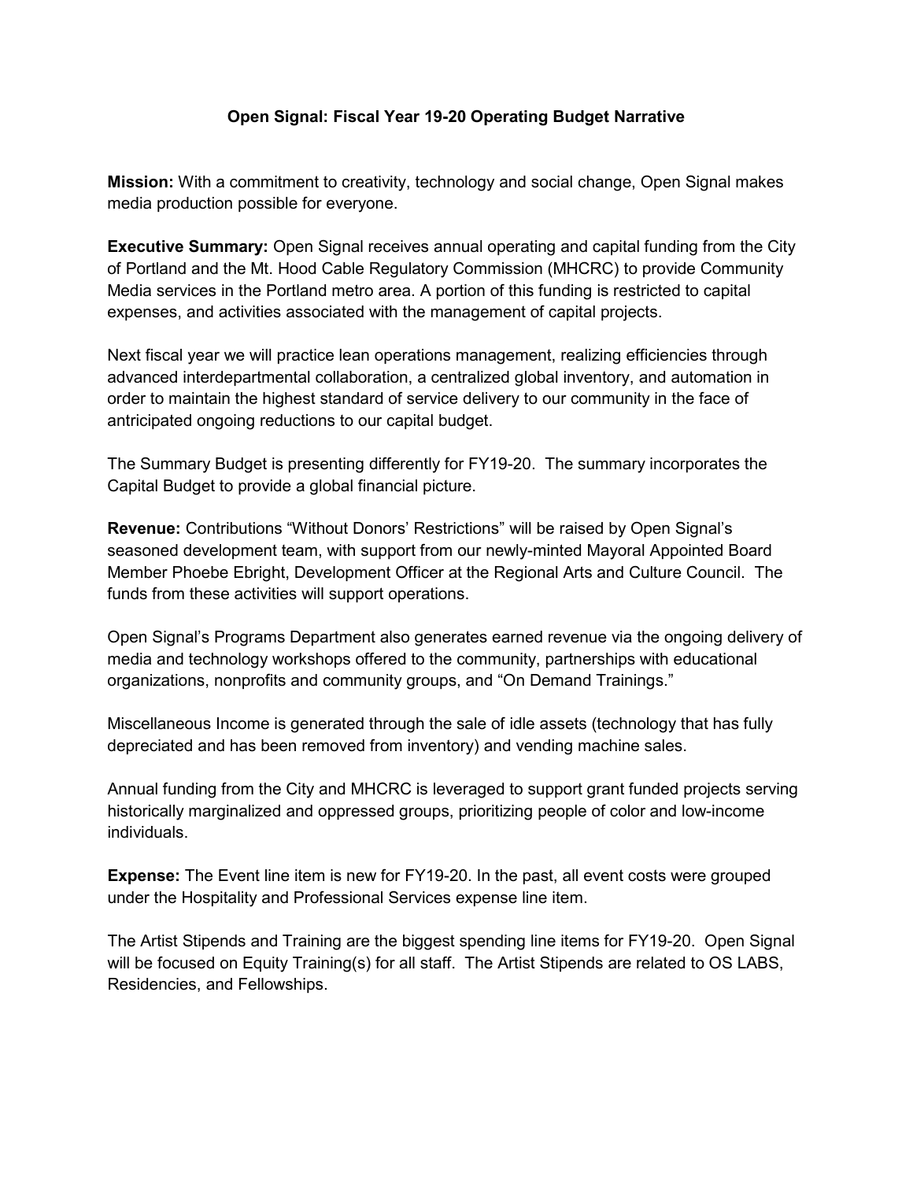# Open Signal: Fiscal Year 19-20 Operating Budget Narrative

**Mission:** With a commitment to creativity, technology and social change, Open Signal makes media production possible for everyone.

**Executive Summary:** Open Signal receives annual operating and capital funding from the City of Portland and the Mt. Hood Cable Regulatory Commission (MHCRC) to provide Community Media services in the Portland metro area. A portion of this funding is restricted to capital expenses, and activities associated with the management of capital projects.

Next fiscal year we will practice lean operations management, realizing efficiencies through advanced interdepartmental collaboration, a centralized global inventory, and automation in order to maintain the highest standard of service delivery to our community in the face of antricipated ongoing reductions to our capital budget.

The Summary Budget is presenting differently for FY19-20. The summary incorporates the Capital Budget to provide a global financial picture.

**Revenue:** Contributions "Without Donors' Restrictions" will be raised by Open Signal's seasoned development team, with support from our newly-minted Mayoral Appointed Board Member Phoebe Ebright, Development Officer at the Regional Arts and Culture Council. The funds from these activities will support operations.

Open Signal's Programs Department also generates earned revenue via the ongoing delivery of media and technology workshops offered to the community, partnerships with educational organizations, nonprofits and community groups, and "On Demand Trainings."

Miscellaneous Income is generated through the sale of idle assets (technology that has fully depreciated and has been removed from inventory) and vending machine sales.

Annual funding from the City and MHCRC is leveraged to support grant funded projects serving historically marginalized and oppressed groups, prioritizing people of color and low-income individuals.

**Expense:** The Event line item is new for FY19-20. In the past, all event costs were grouped under the Hospitality and Professional Services expense line item.

The Artist Stipends and Training are the biggest spending line items for FY19-20. Open Signal will be focused on Equity Training(s) for all staff. The Artist Stipends are related to OS LABS, Residencies, and Fellowships.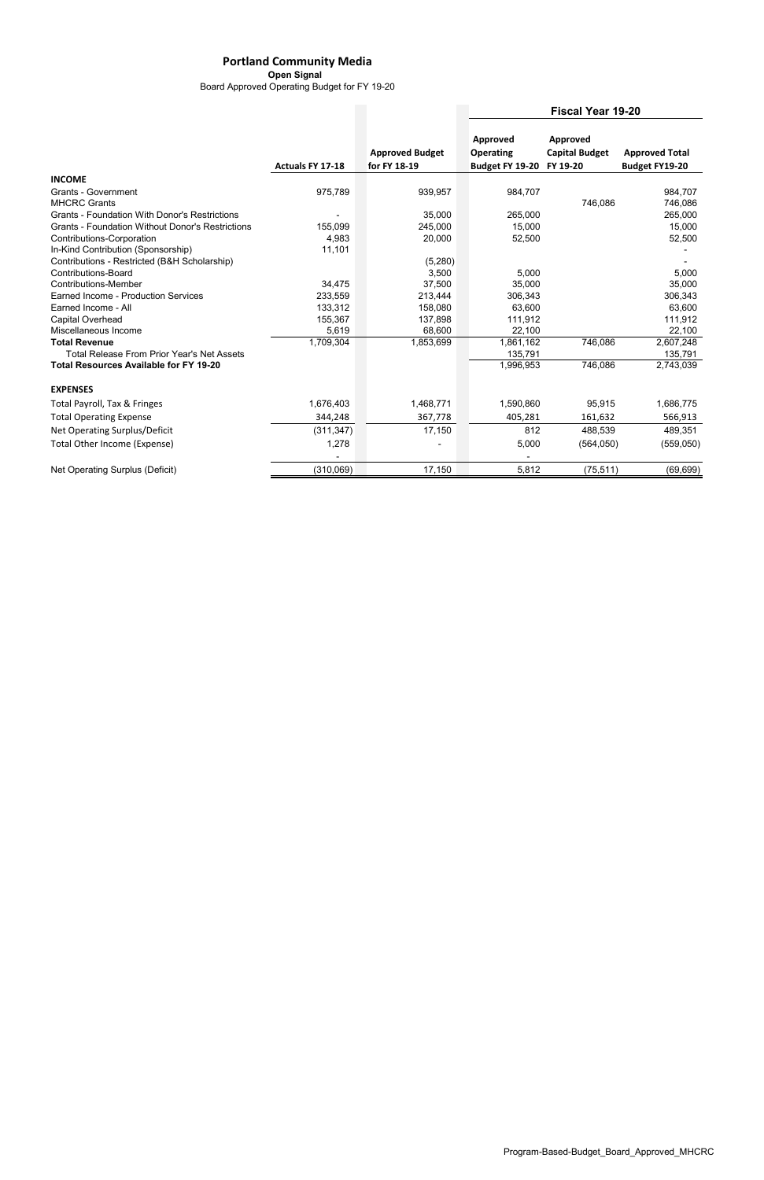# Portland Community Media

**Open Signal**

Board Approved Operating Budget for FY 19-20

| | | | Fiscal Year 19-20 | | |
|---|---|---|---|---|---|
| | **Actuals FY 17-18** | **Approved Budget for FY 18-19** | **Approved Operating Budget FY 19-20** | **Approved Capital Budget FY 19-20** | **Approved Total Budget FY19-20** |
| **INCOME** | | | | | |
| Grants - Government | 975,789 | 939,957 | 984,707 | | 984,707 |
| MHCRC Grants | | | | 746,086 | 746,086 |
| Grants - Foundation With Donor's Restrictions | - | 35,000 | 265,000 | | 265,000 |
| Grants - Foundation Without Donor's Restrictions | 155,099 | 245,000 | 15,000 | | 15,000 |
| Contributions-Corporation | 4,983 | 20,000 | 52,500 | | 52,500 |
| In-Kind Contribution (Sponsorship) | 11,101 | | | | - |
| Contributions - Restricted (B&H Scholarship) | | (5,280) | | | - |
| Contributions-Board | | 3,500 | 5,000 | | 5,000 |
| Contributions-Member | 34,475 | 37,500 | 35,000 | | 35,000 |
| Earned Income - Production Services | 233,559 | 213,444 | 306,343 | | 306,343 |
| Earned Income - All | 133,312 | 158,080 | 63,600 | | 63,600 |
| Capital Overhead | 155,367 | 137,898 | 111,912 | | 111,912 |
| Miscellaneous Income | 5,619 | 68,600 | 22,100 | | 22,100 |
| **Total Revenue** | 1,709,304 | 1,853,699 | 1,861,162 | 746,086 | 2,607,248 |
| Total Release From Prior Year's Net Assets | | | 135,791 | | 135,791 |
| **Total Resources Available for FY 19-20** | | | 1,996,953 | 746,086 | 2,743,039 |
| **EXPENSES** | | | | | |
| Total Payroll, Tax & Fringes | 1,676,403 | 1,468,771 | 1,590,860 | 95,915 | 1,686,775 |
| Total Operating Expense | 344,248 | 367,778 | 405,281 | 161,632 | 566,913 |
| Net Operating Surplus/Deficit | (311,347) | 17,150 | 812 | 488,539 | 489,351 |
| Total Other Income (Expense) | 1,278 | - | 5,000 | (564,050) | (559,050) |
| | - | | - | | |
| Net Operating Surplus (Deficit) | (310,069) | 17,150 | 5,812 | (75,511) | (69,699) |

Program-Based-Budget_Board_Approved_MHCRC